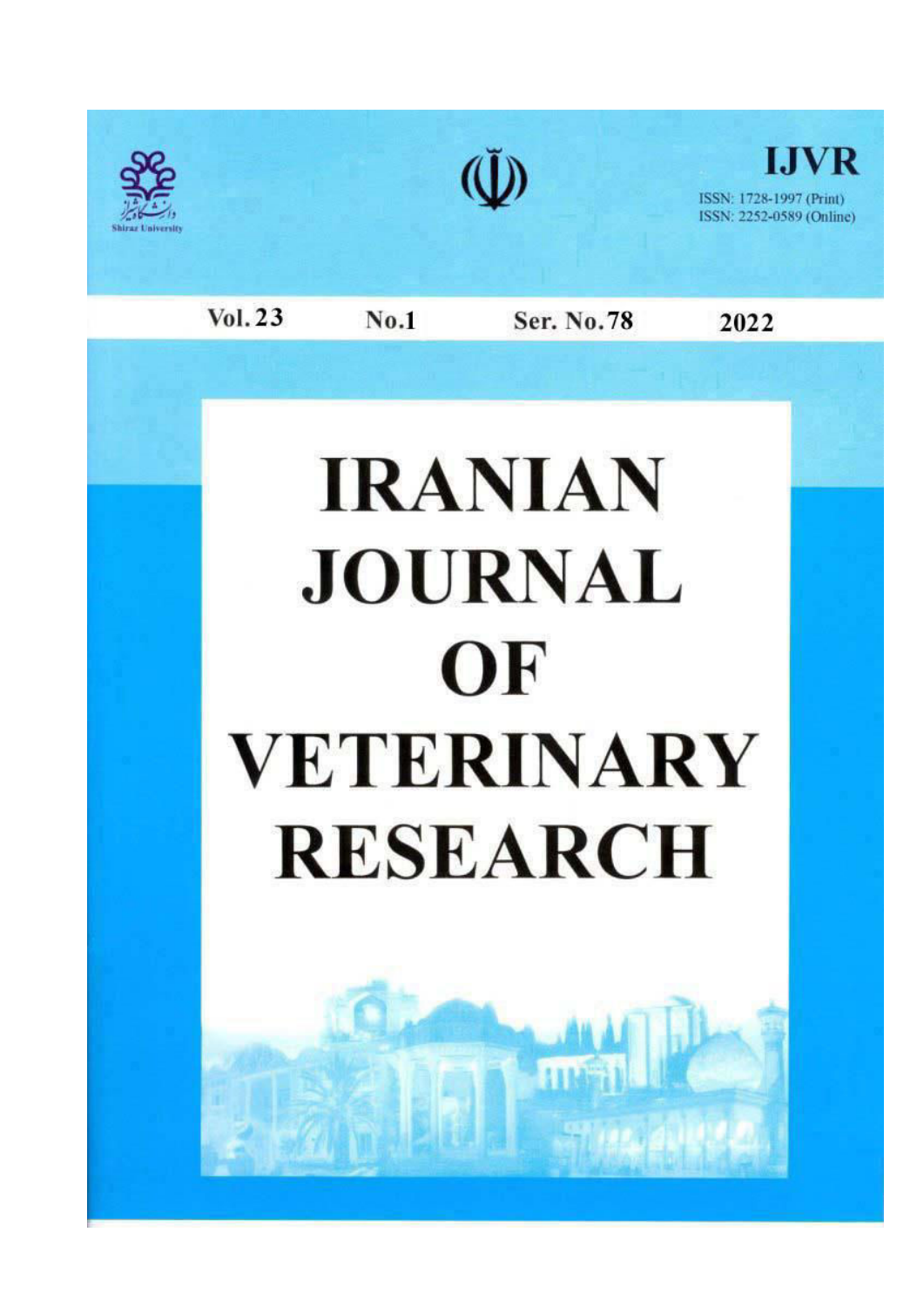Shiraz University

# IJVR

ISSN: 1728-1997 (Print)
ISSN: 2252-0589 (Online)

Vol. 23 No.1 Ser. No.78 2022

# IRANIAN JOURNAL OF VETERINARY RESEARCH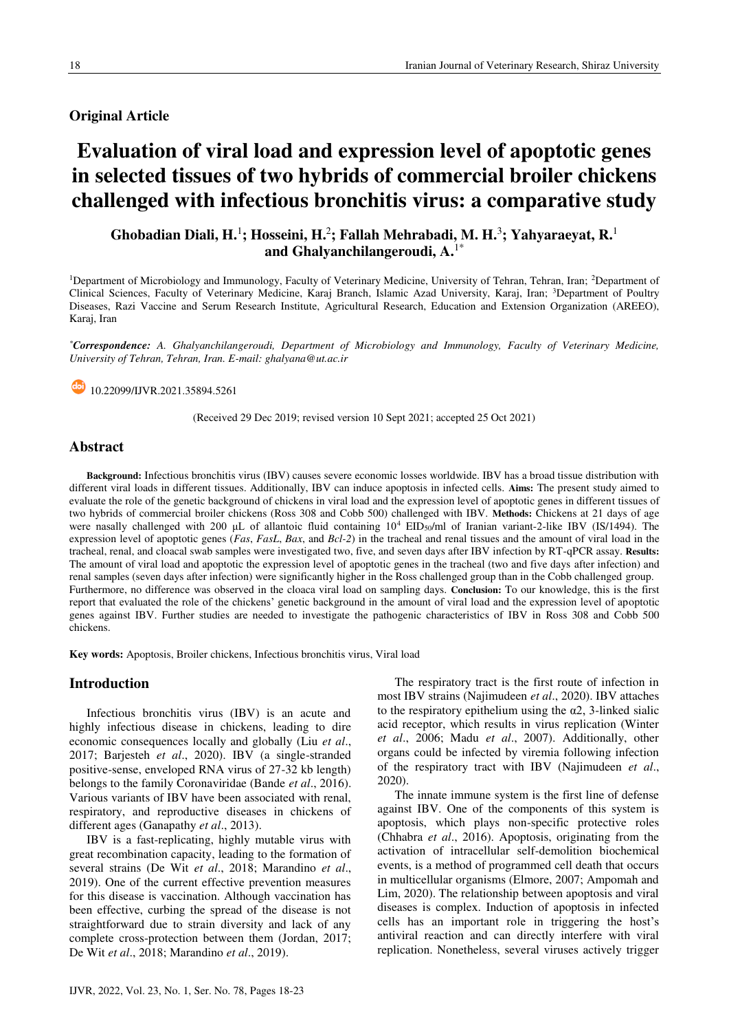## Original Article

# Evaluation of viral load and expression level of apoptotic genes in selected tissues of two hybrids of commercial broiler chickens challenged with infectious bronchitis virus: a comparative study

**Ghobadian Diali, H.[1]; Hosseini, H.[2]; Fallah Mehrabadi, M. H.[3]; Yahyaraeyat, R.[1] and Ghalyanchilangeroudi, A.[1*]**

[1]Department of Microbiology and Immunology, Faculty of Veterinary Medicine, University of Tehran, Tehran, Iran; [2]Department of Clinical Sciences, Faculty of Veterinary Medicine, Karaj Branch, Islamic Azad University, Karaj, Iran; [3]Department of Poultry Diseases, Razi Vaccine and Serum Research Institute, Agricultural Research, Education and Extension Organization (AREEO), Karaj, Iran

*\*Correspondence: A. Ghalyanchilangeroudi, Department of Microbiology and Immunology, Faculty of Veterinary Medicine, University of Tehran, Tehran, Iran. E-mail: ghalyana@ut.ac.ir*

10.22099/IJVR.2021.35894.5261

(Received 29 Dec 2019; revised version 10 Sept 2021; accepted 25 Oct 2021)

## Abstract

**Background:** Infectious bronchitis virus (IBV) causes severe economic losses worldwide. IBV has a broad tissue distribution with different viral loads in different tissues. Additionally, IBV can induce apoptosis in infected cells. **Aims:** The present study aimed to evaluate the role of the genetic background of chickens in viral load and the expression level of apoptotic genes in different tissues of two hybrids of commercial broiler chickens (Ross 308 and Cobb 500) challenged with IBV. **Methods:** Chickens at 21 days of age were nasally challenged with 200 µL of allantoic fluid containing $10^4$ $EID_{50}$/ml of Iranian variant-2-like IBV (IS/1494). The expression level of apoptotic genes (*Fas*, *FasL*, *Bax*, and *Bcl-2*) in the tracheal and renal tissues and the amount of viral load in the tracheal, renal, and cloacal swab samples were investigated two, five, and seven days after IBV infection by RT-qPCR assay. **Results:** The amount of viral load and apoptotic the expression level of apoptotic genes in the tracheal (two and five days after infection) and renal samples (seven days after infection) were significantly higher in the Ross challenged group than in the Cobb challenged group. Furthermore, no difference was observed in the cloaca viral load on sampling days. **Conclusion:** To our knowledge, this is the first report that evaluated the role of the chickens' genetic background in the amount of viral load and the expression level of apoptotic genes against IBV. Further studies are needed to investigate the pathogenic characteristics of IBV in Ross 308 and Cobb 500 chickens.

**Key words:** Apoptosis, Broiler chickens, Infectious bronchitis virus, Viral load

## Introduction

Infectious bronchitis virus (IBV) is an acute and highly infectious disease in chickens, leading to dire economic consequences locally and globally (Liu *et al*., 2017; Barjesteh *et al*., 2020). IBV (a single-stranded positive-sense, enveloped RNA virus of 27-32 kb length) belongs to the family Coronaviridae (Bande *et al*., 2016). Various variants of IBV have been associated with renal, respiratory, and reproductive diseases in chickens of different ages (Ganapathy *et al*., 2013).

IBV is a fast-replicating, highly mutable virus with great recombination capacity, leading to the formation of several strains (De Wit *et al*., 2018; Marandino *et al*., 2019). One of the current effective prevention measures for this disease is vaccination. Although vaccination has been effective, curbing the spread of the disease is not straightforward due to strain diversity and lack of any complete cross-protection between them (Jordan, 2017; De Wit *et al*., 2018; Marandino *et al*., 2019).

The respiratory tract is the first route of infection in most IBV strains (Najimudeen *et al*., 2020). IBV attaches to the respiratory epithelium using the α2, 3-linked sialic acid receptor, which results in virus replication (Winter *et al*., 2006; Madu *et al*., 2007). Additionally, other organs could be infected by viremia following infection of the respiratory tract with IBV (Najimudeen *et al*., 2020).

The innate immune system is the first line of defense against IBV. One of the components of this system is apoptosis, which plays non-specific protective roles (Chhabra *et al*., 2016). Apoptosis, originating from the activation of intracellular self-demolition biochemical events, is a method of programmed cell death that occurs in multicellular organisms (Elmore, 2007; Ampomah and Lim, 2020). The relationship between apoptosis and viral diseases is complex. Induction of apoptosis in infected cells has an important role in triggering the host's antiviral reaction and can directly interfere with viral replication. Nonetheless, several viruses actively trigger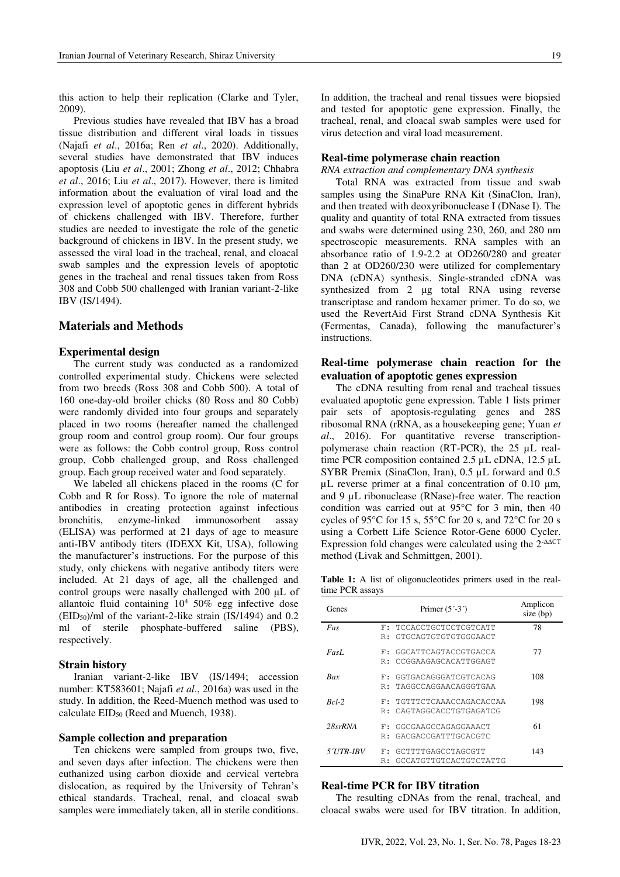this action to help their replication (Clarke and Tyler, 2009).

Previous studies have revealed that IBV has a broad tissue distribution and different viral loads in tissues (Najafi *et al*., 2016a; Ren *et al*., 2020). Additionally, several studies have demonstrated that IBV induces apoptosis (Liu *et al*., 2001; Zhong *et al*., 2012; Chhabra *et al*., 2016; Liu *et al*., 2017). However, there is limited information about the evaluation of viral load and the expression level of apoptotic genes in different hybrids of chickens challenged with IBV. Therefore, further studies are needed to investigate the role of the genetic background of chickens in IBV. In the present study, we assessed the viral load in the tracheal, renal, and cloacal swab samples and the expression levels of apoptotic genes in the tracheal and renal tissues taken from Ross 308 and Cobb 500 challenged with Iranian variant-2-like IBV (IS/1494).

## Materials and Methods

### Experimental design

The current study was conducted as a randomized controlled experimental study. Chickens were selected from two breeds (Ross 308 and Cobb 500). A total of 160 one-day-old broiler chicks (80 Ross and 80 Cobb) were randomly divided into four groups and separately placed in two rooms (hereafter named the challenged group room and control group room). Our four groups were as follows: the Cobb control group, Ross control group, Cobb challenged group, and Ross challenged group. Each group received water and food separately.

We labeled all chickens placed in the rooms (C for Cobb and R for Ross). To ignore the role of maternal antibodies in creating protection against infectious bronchitis, enzyme-linked immunosorbent assay (ELISA) was performed at 21 days of age to measure anti-IBV antibody titers (IDEXX Kit, USA), following the manufacturer's instructions. For the purpose of this study, only chickens with negative antibody titers were included. At 21 days of age, all the challenged and control groups were nasally challenged with 200 µL of allantoic fluid containing $10^4$ 50% egg infective dose ($EID_{50}$)/ml of the variant-2-like strain (IS/1494) and 0.2 ml of sterile phosphate-buffered saline (PBS), respectively.

### Strain history

Iranian variant-2-like IBV (IS/1494; accession number: KT583601; Najafi *et al*., 2016a) was used in the study. In addition, the Reed-Muench method was used to calculate $EID_{50}$ (Reed and Muench, 1938).

### Sample collection and preparation

Ten chickens were sampled from groups two, five, and seven days after infection. The chickens were then euthanized using carbon dioxide and cervical vertebra dislocation, as required by the University of Tehran's ethical standards. Tracheal, renal, and cloacal swab samples were immediately taken, all in sterile conditions. In addition, the tracheal and renal tissues were biopsied and tested for apoptotic gene expression. Finally, the tracheal, renal, and cloacal swab samples were used for virus detection and viral load measurement.

### Real-time polymerase chain reaction

*RNA extraction and complementary DNA synthesis*

Total RNA was extracted from tissue and swab samples using the SinaPure RNA Kit (SinaClon, Iran), and then treated with deoxyribonuclease I (DNase I). The quality and quantity of total RNA extracted from tissues and swabs were determined using 230, 260, and 280 nm spectroscopic measurements. RNA samples with an absorbance ratio of 1.9-2.2 at OD260/280 and greater than 2 at OD260/230 were utilized for complementary DNA (cDNA) synthesis. Single-stranded cDNA was synthesized from 2 µg total RNA using reverse transcriptase and random hexamer primer. To do so, we used the RevertAid First Strand cDNA Synthesis Kit (Fermentas, Canada), following the manufacturer's instructions.

### Real-time polymerase chain reaction for the evaluation of apoptotic genes expression

The cDNA resulting from renal and tracheal tissues evaluated apoptotic gene expression. Table 1 lists primer pair sets of apoptosis-regulating genes and 28S ribosomal RNA (rRNA, as a housekeeping gene; Yuan *et al*., 2016). For quantitative reverse transcription-polymerase chain reaction (RT-PCR), the 25 µL real-time PCR composition contained 2.5 µL cDNA, 12.5 µL SYBR Premix (SinaClon, Iran), 0.5 µL forward and 0.5 µL reverse primer at a final concentration of 0.10 µm, and 9 µL ribonuclease (RNase)-free water. The reaction condition was carried out at 95°C for 3 min, then 40 cycles of 95°C for 15 s, 55°C for 20 s, and 72°C for 20 s using a Corbett Life Science Rotor-Gene 6000 Cycler. Expression fold changes were calculated using the $2^{-\Delta\Delta CT}$ method (Livak and Schmittgen, 2001).

**Table 1:** A list of oligonucleotides primers used in the real-time PCR assays

| Genes | Primer (5´-3´) | Amplicon size (bp) |
|---|---|---|
| *Fas* | F: TCCACCTGCTCCTCGTCATT<br>R: GTGCAGTGTGTGTGGGAACT | 78 |
| *FasL* | F: GGCATTCAGTACCGTGACCA<br>R: CCGGAAGAGCACATTGGAGT | 77 |
| *Bax* | F: GGTGACAGGGATCGTCACAG<br>R: TAGGCCAGGAACAGGGTGAA | 108 |
| *Bcl-2* | F: TGTTTCTCAAACCAGACACCAA<br>R: CAGTAGGCACCTGTGAGATCG | 198 |
| *28srRNA* | F: GGCGAAGCCAGAGGAAACT<br>R: GACGACCGATTTGCACGTC | 61 |
| *5´UTR-IBV* | F: GCTTTTGAGCCTAGCGTT<br>R: GCCATGTTGTCACTGTCTATTG | 143 |

### Real-time PCR for IBV titration

The resulting cDNAs from the renal, tracheal, and cloacal swabs were used for IBV titration. In addition,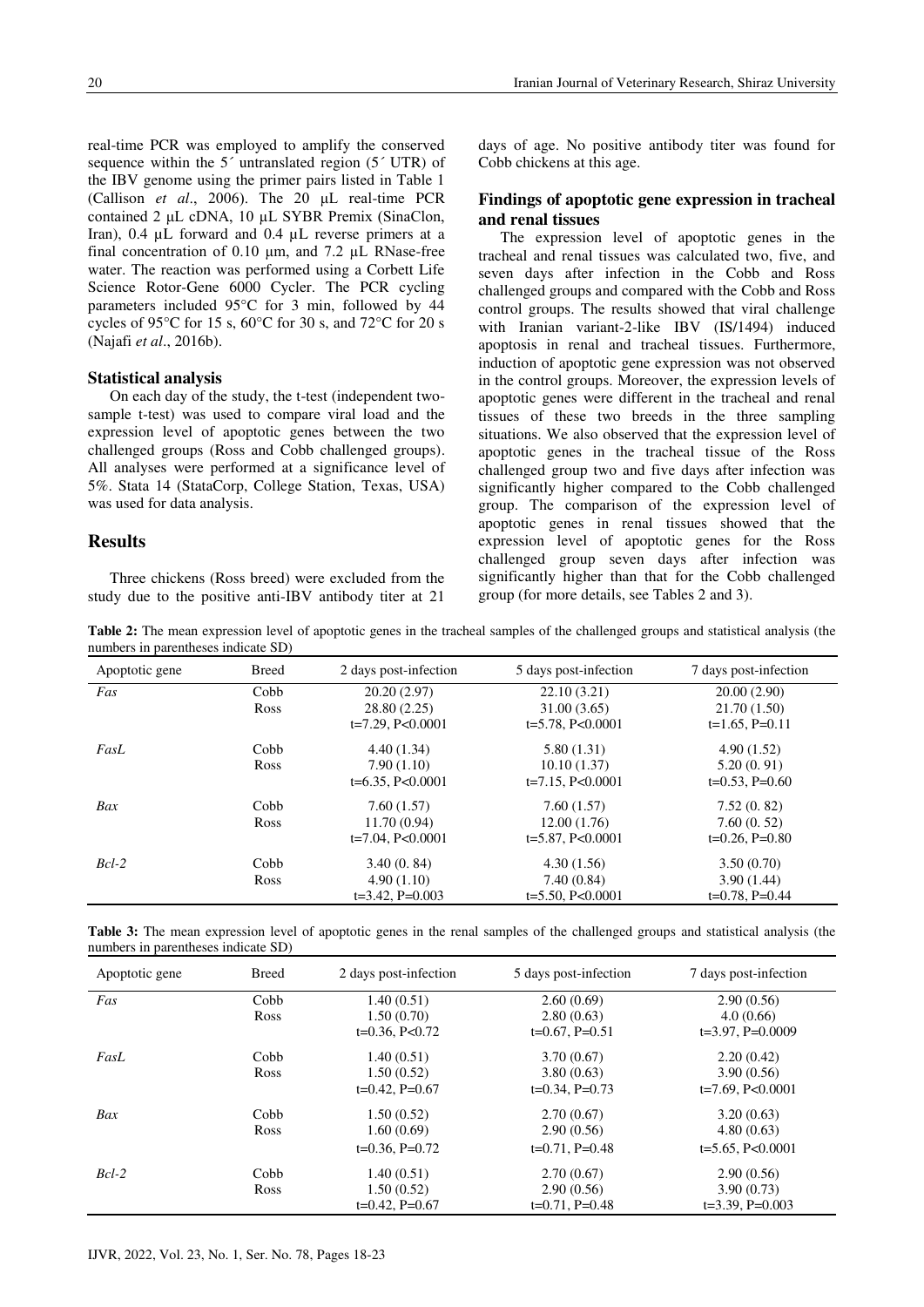real-time PCR was employed to amplify the conserved sequence within the 5´ untranslated region (5´ UTR) of the IBV genome using the primer pairs listed in Table 1 (Callison *et al*., 2006). The 20 µL real-time PCR contained 2 µL cDNA, 10 µL SYBR Premix (SinaClon, Iran), 0.4 µL forward and 0.4 µL reverse primers at a final concentration of 0.10 µm, and 7.2 µL RNase-free water. The reaction was performed using a Corbett Life Science Rotor-Gene 6000 Cycler. The PCR cycling parameters included 95°C for 3 min, followed by 44 cycles of 95°C for 15 s, 60°C for 30 s, and 72°C for 20 s (Najafi *et al*., 2016b).

### Statistical analysis

On each day of the study, the t-test (independent two-sample t-test) was used to compare viral load and the expression level of apoptotic genes between the two challenged groups (Ross and Cobb challenged groups). All analyses were performed at a significance level of 5%. Stata 14 (StataCorp, College Station, Texas, USA) was used for data analysis.

## Results

Three chickens (Ross breed) were excluded from the study due to the positive anti-IBV antibody titer at 21 days of age. No positive antibody titer was found for Cobb chickens at this age.

### Findings of apoptotic gene expression in tracheal and renal tissues

The expression level of apoptotic genes in the tracheal and renal tissues was calculated two, five, and seven days after infection in the Cobb and Ross challenged groups and compared with the Cobb and Ross control groups. The results showed that viral challenge with Iranian variant-2-like IBV (IS/1494) induced apoptosis in renal and tracheal tissues. Furthermore, induction of apoptotic gene expression was not observed in the control groups. Moreover, the expression levels of apoptotic genes were different in the tracheal and renal tissues of these two breeds in the three sampling situations. We also observed that the expression level of apoptotic genes in the tracheal tissue of the Ross challenged group two and five days after infection was significantly higher compared to the Cobb challenged group. The comparison of the expression level of apoptotic genes in renal tissues showed that the expression level of apoptotic genes for the Ross challenged group seven days after infection was significantly higher than that for the Cobb challenged group (for more details, see Tables 2 and 3).

**Table 2:** The mean expression level of apoptotic genes in the tracheal samples of the challenged groups and statistical analysis (the numbers in parentheses indicate SD)

| Apoptotic gene | Breed | 2 days post-infection | 5 days post-infection | 7 days post-infection |
|---|---|---|---|---|
| *Fas* | Cobb | 20.20 (2.97) | 22.10 (3.21) | 20.00 (2.90) |
| | Ross | 28.80 (2.25) | 31.00 (3.65) | 21.70 (1.50) |
| | | t=7.29, P<0.0001 | t=5.78, P<0.0001 | t=1.65, P=0.11 |
| *FasL* | Cobb | 4.40 (1.34) | 5.80 (1.31) | 4.90 (1.52) |
| | Ross | 7.90 (1.10) | 10.10 (1.37) | 5.20 (0. 91) |
| | | t=6.35, P<0.0001 | t=7.15, P<0.0001 | t=0.53, P=0.60 |
| *Bax* | Cobb | 7.60 (1.57) | 7.60 (1.57) | 7.52 (0. 82) |
| | Ross | 11.70 (0.94) | 12.00 (1.76) | 7.60 (0. 52) |
| | | t=7.04, P<0.0001 | t=5.87, P<0.0001 | t=0.26, P=0.80 |
| *Bcl-2* | Cobb | 3.40 (0. 84) | 4.30 (1.56) | 3.50 (0.70) |
| | Ross | 4.90 (1.10) | 7.40 (0.84) | 3.90 (1.44) |
| | | t=3.42, P=0.003 | t=5.50, P<0.0001 | t=0.78, P=0.44 |

**Table 3:** The mean expression level of apoptotic genes in the renal samples of the challenged groups and statistical analysis (the numbers in parentheses indicate SD)

| Apoptotic gene | Breed | 2 days post-infection | 5 days post-infection | 7 days post-infection |
|---|---|---|---|---|
| *Fas* | Cobb | 1.40 (0.51) | 2.60 (0.69) | 2.90 (0.56) |
| | Ross | 1.50 (0.70) | 2.80 (0.63) | 4.0 (0.66) |
| | | t=0.36, P<0.72 | t=0.67, P=0.51 | t=3.97, P=0.0009 |
| *FasL* | Cobb | 1.40 (0.51) | 3.70 (0.67) | 2.20 (0.42) |
| | Ross | 1.50 (0.52) | 3.80 (0.63) | 3.90 (0.56) |
| | | t=0.42, P=0.67 | t=0.34, P=0.73 | t=7.69, P<0.0001 |
| *Bax* | Cobb | 1.50 (0.52) | 2.70 (0.67) | 3.20 (0.63) |
| | Ross | 1.60 (0.69) | 2.90 (0.56) | 4.80 (0.63) |
| | | t=0.36, P=0.72 | t=0.71, P=0.48 | t=5.65, P<0.0001 |
| *Bcl-2* | Cobb | 1.40 (0.51) | 2.70 (0.67) | 2.90 (0.56) |
| | Ross | 1.50 (0.52) | 2.90 (0.56) | 3.90 (0.73) |
| | | t=0.42, P=0.67 | t=0.71, P=0.48 | t=3.39, P=0.003 |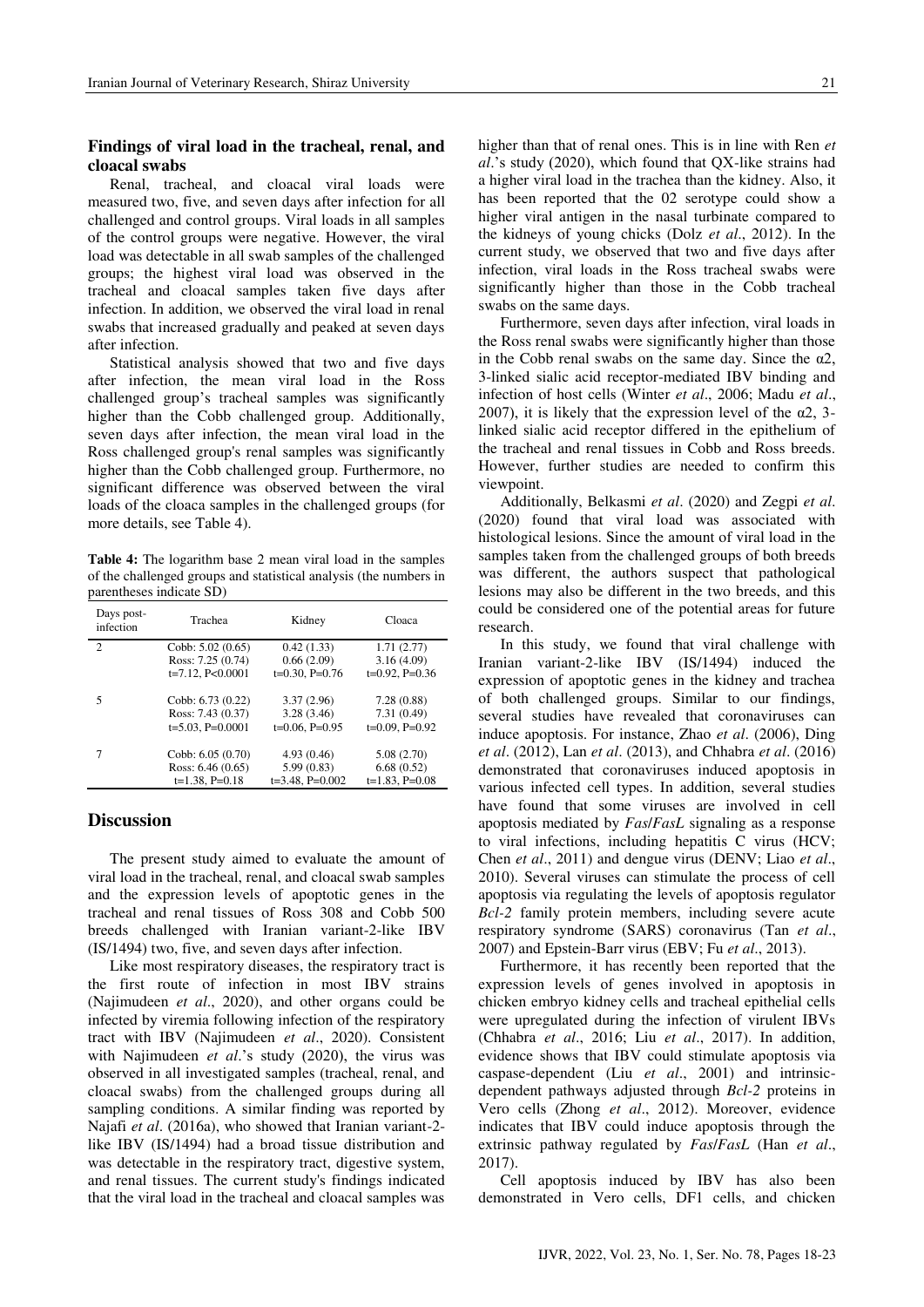### Findings of viral load in the tracheal, renal, and cloacal swabs

Renal, tracheal, and cloacal viral loads were measured two, five, and seven days after infection for all challenged and control groups. Viral loads in all samples of the control groups were negative. However, the viral load was detectable in all swab samples of the challenged groups; the highest viral load was observed in the tracheal and cloacal samples taken five days after infection. In addition, we observed the viral load in renal swabs that increased gradually and peaked at seven days after infection.

Statistical analysis showed that two and five days after infection, the mean viral load in the Ross challenged group's tracheal samples was significantly higher than the Cobb challenged group. Additionally, seven days after infection, the mean viral load in the Ross challenged group's renal samples was significantly higher than the Cobb challenged group. Furthermore, no significant difference was observed between the viral loads of the cloaca samples in the challenged groups (for more details, see Table 4).

**Table 4:** The logarithm base 2 mean viral load in the samples of the challenged groups and statistical analysis (the numbers in parentheses indicate SD)

| Days post-infection | Trachea | Kidney | Cloaca |
|---|---|---|---|
| 2 | Cobb: 5.02 (0.65)<br>Ross: 7.25 (0.74)<br>t=7.12, P<0.0001 | 0.42 (1.33)<br>0.66 (2.09)<br>t=0.30, P=0.76 | 1.71 (2.77)<br>3.16 (4.09)<br>t=0.92, P=0.36 |
| 5 | Cobb: 6.73 (0.22)<br>Ross: 7.43 (0.37)<br>t=5.03, P=0.0001 | 3.37 (2.96)<br>3.28 (3.46)<br>t=0.06, P=0.95 | 7.28 (0.88)<br>7.31 (0.49)<br>t=0.09, P=0.92 |
| 7 | Cobb: 6.05 (0.70)<br>Ross: 6.46 (0.65)<br>t=1.38, P=0.18 | 4.93 (0.46)<br>5.99 (0.83)<br>t=3.48, P=0.002 | 5.08 (2.70)<br>6.68 (0.52)<br>t=1.83, P=0.08 |

## Discussion

The present study aimed to evaluate the amount of viral load in the tracheal, renal, and cloacal swab samples and the expression levels of apoptotic genes in the tracheal and renal tissues of Ross 308 and Cobb 500 breeds challenged with Iranian variant-2-like IBV (IS/1494) two, five, and seven days after infection.

Like most respiratory diseases, the respiratory tract is the first route of infection in most IBV strains (Najimudeen *et al*., 2020), and other organs could be infected by viremia following infection of the respiratory tract with IBV (Najimudeen *et al*., 2020). Consistent with Najimudeen *et al*.'s study (2020), the virus was observed in all investigated samples (tracheal, renal, and cloacal swabs) from the challenged groups during all sampling conditions. A similar finding was reported by Najafi *et al*. (2016a), who showed that Iranian variant-2-like IBV (IS/1494) had a broad tissue distribution and was detectable in the respiratory tract, digestive system, and renal tissues. The current study's findings indicated that the viral load in the tracheal and cloacal samples was higher than that of renal ones. This is in line with Ren *et al*.'s study (2020), which found that QX-like strains had a higher viral load in the trachea than the kidney. Also, it has been reported that the 02 serotype could show a higher viral antigen in the nasal turbinate compared to the kidneys of young chicks (Dolz *et al*., 2012). In the current study, we observed that two and five days after infection, viral loads in the Ross tracheal swabs were significantly higher than those in the Cobb tracheal swabs on the same days.

Furthermore, seven days after infection, viral loads in the Ross renal swabs were significantly higher than those in the Cobb renal swabs on the same day. Since the α2, 3-linked sialic acid receptor-mediated IBV binding and infection of host cells (Winter *et al*., 2006; Madu *et al*., 2007), it is likely that the expression level of the α2, 3-linked sialic acid receptor differed in the epithelium of the tracheal and renal tissues in Cobb and Ross breeds. However, further studies are needed to confirm this viewpoint.

Additionally, Belkasmi *et al*. (2020) and Zegpi *et al*. (2020) found that viral load was associated with histological lesions. Since the amount of viral load in the samples taken from the challenged groups of both breeds was different, the authors suspect that pathological lesions may also be different in the two breeds, and this could be considered one of the potential areas for future research.

In this study, we found that viral challenge with Iranian variant-2-like IBV (IS/1494) induced the expression of apoptotic genes in the kidney and trachea of both challenged groups. Similar to our findings, several studies have revealed that coronaviruses can induce apoptosis. For instance, Zhao *et al*. (2006), Ding *et al*. (2012), Lan *et al*. (2013), and Chhabra *et al*. (2016) demonstrated that coronaviruses induced apoptosis in various infected cell types. In addition, several studies have found that some viruses are involved in cell apoptosis mediated by *Fas*/*FasL* signaling as a response to viral infections, including hepatitis C virus (HCV; Chen *et al*., 2011) and dengue virus (DENV; Liao *et al*., 2010). Several viruses can stimulate the process of cell apoptosis via regulating the levels of apoptosis regulator *Bcl-2* family protein members, including severe acute respiratory syndrome (SARS) coronavirus (Tan *et al*., 2007) and Epstein-Barr virus (EBV; Fu *et al*., 2013).

Furthermore, it has recently been reported that the expression levels of genes involved in apoptosis in chicken embryo kidney cells and tracheal epithelial cells were upregulated during the infection of virulent IBVs (Chhabra *et al*., 2016; Liu *et al*., 2017). In addition, evidence shows that IBV could stimulate apoptosis via caspase-dependent (Liu *et al*., 2001) and intrinsic-dependent pathways adjusted through *Bcl-2* proteins in Vero cells (Zhong *et al*., 2012). Moreover, evidence indicates that IBV could induce apoptosis through the extrinsic pathway regulated by *Fas*/*FasL* (Han *et al*., 2017).

Cell apoptosis induced by IBV has also been demonstrated in Vero cells, DF1 cells, and chicken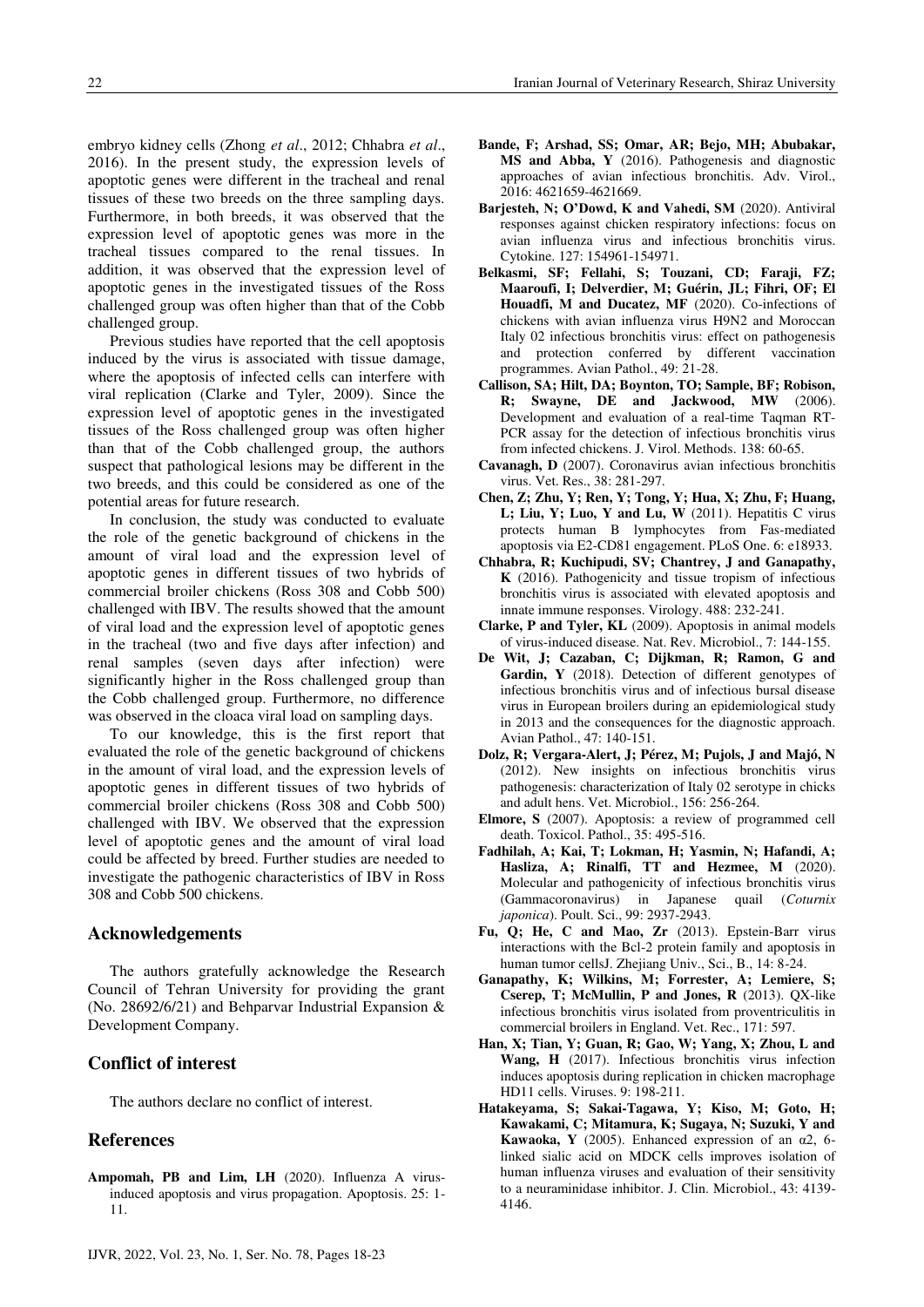embryo kidney cells (Zhong *et al*., 2012; Chhabra *et al*., 2016). In the present study, the expression levels of apoptotic genes were different in the tracheal and renal tissues of these two breeds on the three sampling days. Furthermore, in both breeds, it was observed that the expression level of apoptotic genes was more in the tracheal tissues compared to the renal tissues. In addition, it was observed that the expression level of apoptotic genes in the investigated tissues of the Ross challenged group was often higher than that of the Cobb challenged group.

Previous studies have reported that the cell apoptosis induced by the virus is associated with tissue damage, where the apoptosis of infected cells can interfere with viral replication (Clarke and Tyler, 2009). Since the expression level of apoptotic genes in the investigated tissues of the Ross challenged group was often higher than that of the Cobb challenged group, the authors suspect that pathological lesions may be different in the two breeds, and this could be considered as one of the potential areas for future research.

In conclusion, the study was conducted to evaluate the role of the genetic background of chickens in the amount of viral load and the expression level of apoptotic genes in different tissues of two hybrids of commercial broiler chickens (Ross 308 and Cobb 500) challenged with IBV. The results showed that the amount of viral load and the expression level of apoptotic genes in the tracheal (two and five days after infection) and renal samples (seven days after infection) were significantly higher in the Ross challenged group than the Cobb challenged group. Furthermore, no difference was observed in the cloaca viral load on sampling days.

To our knowledge, this is the first report that evaluated the role of the genetic background of chickens in the amount of viral load, and the expression levels of apoptotic genes in different tissues of two hybrids of commercial broiler chickens (Ross 308 and Cobb 500) challenged with IBV. We observed that the expression level of apoptotic genes and the amount of viral load could be affected by breed. Further studies are needed to investigate the pathogenic characteristics of IBV in Ross 308 and Cobb 500 chickens.

## Acknowledgements

The authors gratefully acknowledge the Research Council of Tehran University for providing the grant (No. 28692/6/21) and Behparvar Industrial Expansion & Development Company.

## Conflict of interest

The authors declare no conflict of interest.

## References

**Ampomah, PB and Lim, LH** (2020). Influenza A virus-induced apoptosis and virus propagation. Apoptosis. 25: 1-11.

**Bande, F; Arshad, SS; Omar, AR; Bejo, MH; Abubakar, MS and Abba, Y** (2016). Pathogenesis and diagnostic approaches of avian infectious bronchitis. Adv. Virol., 2016: 4621659-4621669.

**Barjesteh, N; O'Dowd, K and Vahedi, SM** (2020). Antiviral responses against chicken respiratory infections: focus on avian influenza virus and infectious bronchitis virus. Cytokine. 127: 154961-154971.

**Belkasmi, SF; Fellahi, S; Touzani, CD; Faraji, FZ; Maaroufi, I; Delverdier, M; Guérin, JL; Fihri, OF; El Houadfi, M and Ducatez, MF** (2020). Co-infections of chickens with avian influenza virus H9N2 and Moroccan Italy 02 infectious bronchitis virus: effect on pathogenesis and protection conferred by different vaccination programmes. Avian Pathol., 49: 21-28.

**Callison, SA; Hilt, DA; Boynton, TO; Sample, BF; Robison, R; Swayne, DE and Jackwood, MW** (2006). Development and evaluation of a real-time Taqman RT-PCR assay for the detection of infectious bronchitis virus from infected chickens. J. Virol. Methods. 138: 60-65.

**Cavanagh, D** (2007). Coronavirus avian infectious bronchitis virus. Vet. Res., 38: 281-297.

**Chen, Z; Zhu, Y; Ren, Y; Tong, Y; Hua, X; Zhu, F; Huang, L; Liu, Y; Luo, Y and Lu, W** (2011). Hepatitis C virus protects human B lymphocytes from Fas-mediated apoptosis via E2-CD81 engagement. PLoS One. 6: e18933.

**Chhabra, R; Kuchipudi, SV; Chantrey, J and Ganapathy, K** (2016). Pathogenicity and tissue tropism of infectious bronchitis virus is associated with elevated apoptosis and innate immune responses. Virology. 488: 232-241.

**Clarke, P and Tyler, KL** (2009). Apoptosis in animal models of virus-induced disease. Nat. Rev. Microbiol., 7: 144-155.

**De Wit, J; Cazaban, C; Dijkman, R; Ramon, G and Gardin, Y** (2018). Detection of different genotypes of infectious bronchitis virus and of infectious bursal disease virus in European broilers during an epidemiological study in 2013 and the consequences for the diagnostic approach. Avian Pathol., 47: 140-151.

**Dolz, R; Vergara-Alert, J; Pérez, M; Pujols, J and Majó, N** (2012). New insights on infectious bronchitis virus pathogenesis: characterization of Italy 02 serotype in chicks and adult hens. Vet. Microbiol., 156: 256-264.

**Elmore, S** (2007). Apoptosis: a review of programmed cell death. Toxicol. Pathol., 35: 495-516.

**Fadhilah, A; Kai, T; Lokman, H; Yasmin, N; Hafandi, A; Hasliza, A; Rinalfi, TT and Hezmee, M** (2020). Molecular and pathogenicity of infectious bronchitis virus (Gammacoronavirus) in Japanese quail (*Coturnix japonica*). Poult. Sci., 99: 2937-2943.

**Fu, Q; He, C and Mao, Zr** (2013). Epstein-Barr virus interactions with the Bcl-2 protein family and apoptosis in human tumor cellsJ. Zhejiang Univ., Sci., B., 14: 8-24.

**Ganapathy, K; Wilkins, M; Forrester, A; Lemiere, S; Cserep, T; McMullin, P and Jones, R** (2013). QX-like infectious bronchitis virus isolated from proventriculitis in commercial broilers in England. Vet. Rec., 171: 597.

**Han, X; Tian, Y; Guan, R; Gao, W; Yang, X; Zhou, L and Wang, H** (2017). Infectious bronchitis virus infection induces apoptosis during replication in chicken macrophage HD11 cells. Viruses. 9: 198-211.

**Hatakeyama, S; Sakai-Tagawa, Y; Kiso, M; Goto, H; Kawakami, C; Mitamura, K; Sugaya, N; Suzuki, Y and Kawaoka, Y** (2005). Enhanced expression of an α2, 6-linked sialic acid on MDCK cells improves isolation of human influenza viruses and evaluation of their sensitivity to a neuraminidase inhibitor. J. Clin. Microbiol., 43: 4139-4146.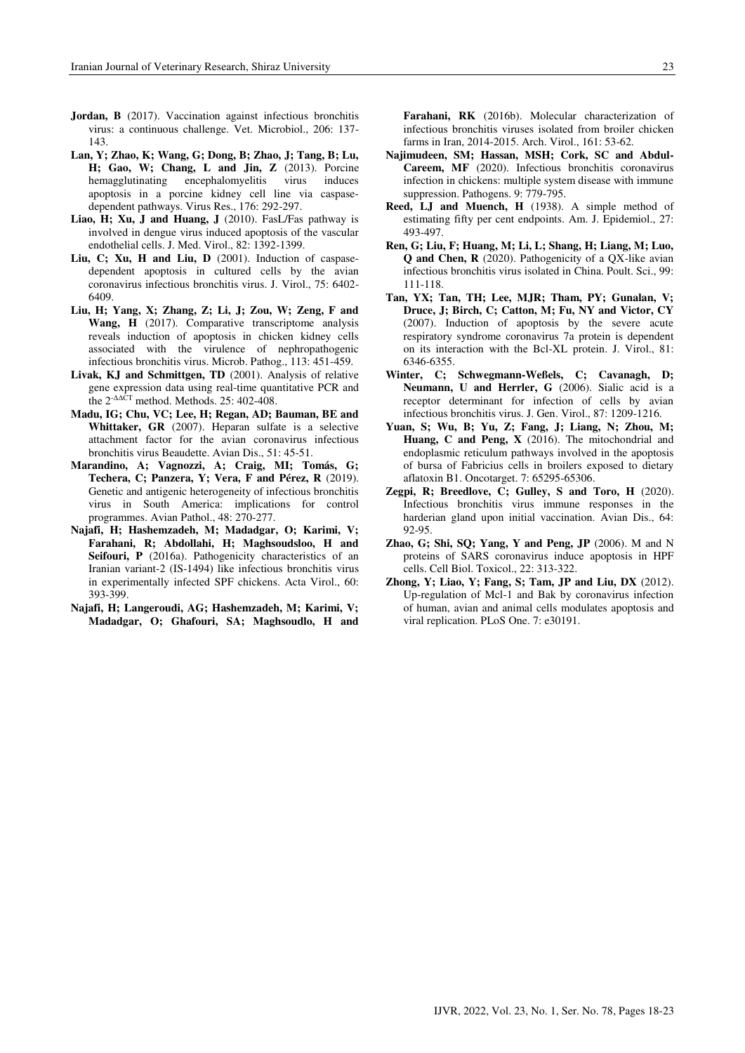**Jordan, B** (2017). Vaccination against infectious bronchitis virus: a continuous challenge. Vet. Microbiol., 206: 137-143.

**Lan, Y; Zhao, K; Wang, G; Dong, B; Zhao, J; Tang, B; Lu, H; Gao, W; Chang, L and Jin, Z** (2013). Porcine hemagglutinating encephalomyelitis virus induces apoptosis in a porcine kidney cell line via caspase-dependent pathways. Virus Res., 176: 292-297.

**Liao, H; Xu, J and Huang, J** (2010). FasL/Fas pathway is involved in dengue virus induced apoptosis of the vascular endothelial cells. J. Med. Virol., 82: 1392-1399.

**Liu, C; Xu, H and Liu, D** (2001). Induction of caspase-dependent apoptosis in cultured cells by the avian coronavirus infectious bronchitis virus. J. Virol., 75: 6402-6409.

**Liu, H; Yang, X; Zhang, Z; Li, J; Zou, W; Zeng, F and Wang, H** (2017). Comparative transcriptome analysis reveals induction of apoptosis in chicken kidney cells associated with the virulence of nephropathogenic infectious bronchitis virus. Microb. Pathog., 113: 451-459.

**Livak, KJ and Schmittgen, TD** (2001). Analysis of relative gene expression data using real-time quantitative PCR and the $2^{-\Delta\Delta CT}$ method. Methods. 25: 402-408.

**Madu, IG; Chu, VC; Lee, H; Regan, AD; Bauman, BE and Whittaker, GR** (2007). Heparan sulfate is a selective attachment factor for the avian coronavirus infectious bronchitis virus Beaudette. Avian Dis., 51: 45-51.

**Marandino, A; Vagnozzi, A; Craig, MI; Tomás, G; Techera, C; Panzera, Y; Vera, F and Pérez, R** (2019). Genetic and antigenic heterogeneity of infectious bronchitis virus in South America: implications for control programmes. Avian Pathol., 48: 270-277.

**Najafi, H; Hashemzadeh, M; Madadgar, O; Karimi, V; Farahani, R; Abdollahi, H; Maghsoudsloo, H and Seifouri, P** (2016a). Pathogenicity characteristics of an Iranian variant-2 (IS-1494) like infectious bronchitis virus in experimentally infected SPF chickens. Acta Virol., 60: 393-399.

**Najafi, H; Langeroudi, AG; Hashemzadeh, M; Karimi, V; Madadgar, O; Ghafouri, SA; Maghsoudlo, H and Farahani, RK** (2016b). Molecular characterization of infectious bronchitis viruses isolated from broiler chicken farms in Iran, 2014-2015. Arch. Virol., 161: 53-62.

**Najimudeen, SM; Hassan, MSH; Cork, SC and Abdul-Careem, MF** (2020). Infectious bronchitis coronavirus infection in chickens: multiple system disease with immune suppression. Pathogens. 9: 779-795.

**Reed, LJ and Muench, H** (1938). A simple method of estimating fifty per cent endpoints. Am. J. Epidemiol., 27: 493-497.

**Ren, G; Liu, F; Huang, M; Li, L; Shang, H; Liang, M; Luo, Q and Chen, R** (2020). Pathogenicity of a QX-like avian infectious bronchitis virus isolated in China. Poult. Sci., 99: 111-118.

**Tan, YX; Tan, TH; Lee, MJR; Tham, PY; Gunalan, V; Druce, J; Birch, C; Catton, M; Fu, NY and Victor, CY** (2007). Induction of apoptosis by the severe acute respiratory syndrome coronavirus 7a protein is dependent on its interaction with the Bcl-XL protein. J. Virol., 81: 6346-6355.

**Winter, C; Schwegmann-Weßels, C; Cavanagh, D; Neumann, U and Herrler, G** (2006). Sialic acid is a receptor determinant for infection of cells by avian infectious bronchitis virus. J. Gen. Virol., 87: 1209-1216.

**Yuan, S; Wu, B; Yu, Z; Fang, J; Liang, N; Zhou, M; Huang, C and Peng, X** (2016). The mitochondrial and endoplasmic reticulum pathways involved in the apoptosis of bursa of Fabricius cells in broilers exposed to dietary aflatoxin B1. Oncotarget. 7: 65295-65306.

**Zegpi, R; Breedlove, C; Gulley, S and Toro, H** (2020). Infectious bronchitis virus immune responses in the harderian gland upon initial vaccination. Avian Dis., 64: 92-95.

**Zhao, G; Shi, SQ; Yang, Y and Peng, JP** (2006). M and N proteins of SARS coronavirus induce apoptosis in HPF cells. Cell Biol. Toxicol., 22: 313-322.

**Zhong, Y; Liao, Y; Fang, S; Tam, JP and Liu, DX** (2012). Up-regulation of Mcl-1 and Bak by coronavirus infection of human, avian and animal cells modulates apoptosis and viral replication. PLoS One. 7: e30191.